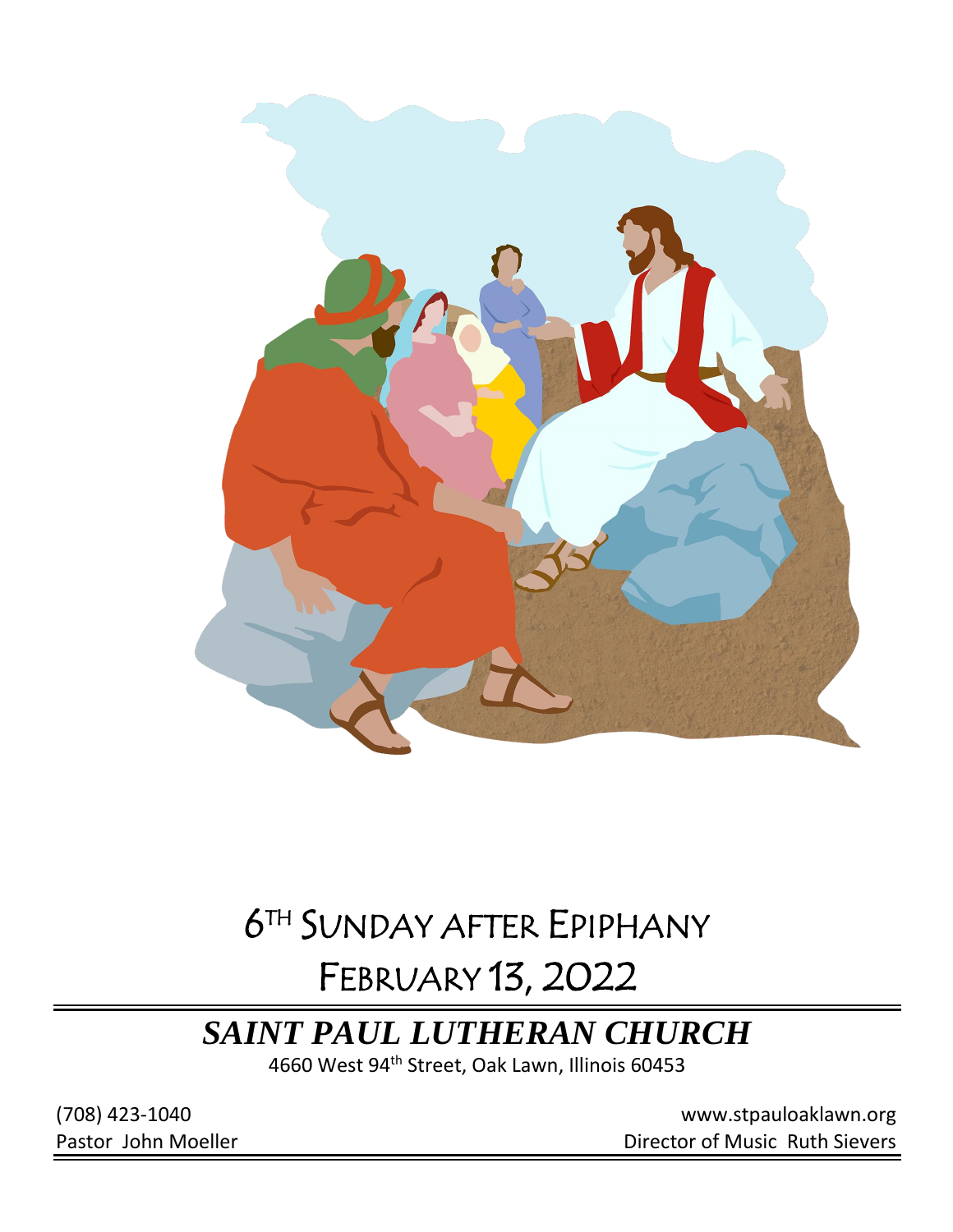# 6TH SUNDAY AFTER EPIPHANY

# FEBRUARY 13, 2022

## *SAINT PAUL LUTHERAN CHURCH*

4660 West 94th Street, Oak Lawn, Illinois 60453

(708) 423-1040

www.stpauloaklawn.org

Pastor John Moeller

Director of Music Ruth Sievers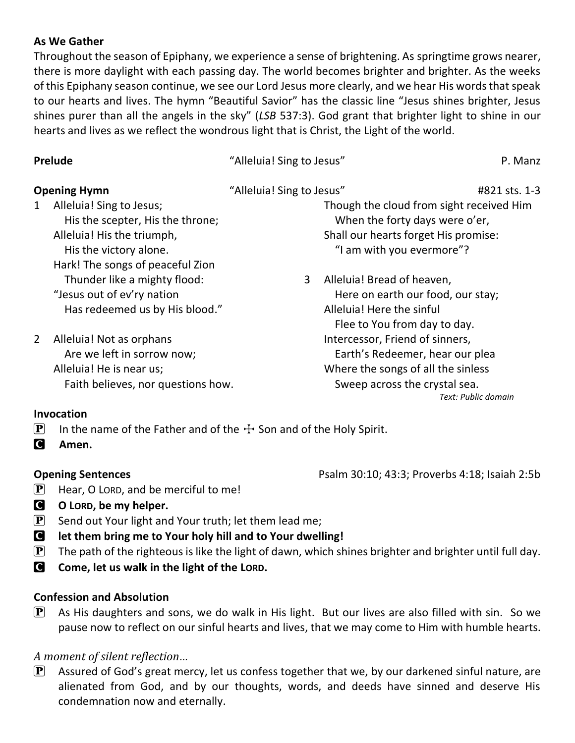**As We Gather**

Throughout the season of Epiphany, we experience a sense of brightening. As springtime grows nearer, there is more daylight with each passing day. The world becomes brighter and brighter. As the weeks of this Epiphany season continue, we see our Lord Jesus more clearly, and we hear His words that speak to our hearts and lives. The hymn "Beautiful Savior" has the classic line "Jesus shines brighter, Jesus shines purer than all the angels in the sky" (*LSB* 537:3). God grant that brighter light to shine in our hearts and lives as we reflect the wondrous light that is Christ, the Light of the world.

**Prelude** "Alleluia! Sing to Jesus" P. Manz

**Opening Hymn** "Alleluia! Sing to Jesus" #821 sts. 1-3

1 Alleluia! Sing to Jesus;
His the scepter, His the throne;
Alleluia! His the triumph,
His the victory alone.
Hark! The songs of peaceful Zion
Thunder like a mighty flood:
"Jesus out of ev'ry nation
Has redeemed us by His blood."

2 Alleluia! Not as orphans
Are we left in sorrow now;
Alleluia! He is near us;
Faith believes, nor questions how.
Though the cloud from sight received Him
When the forty days were o'er,
Shall our hearts forget His promise:
"I am with you evermore"?

3 Alleluia! Bread of heaven,
Here on earth our food, our stay;
Alleluia! Here the sinful
Flee to You from day to day.
Intercessor, Friend of sinners,
Earth's Redeemer, hear our plea
Where the songs of all the sinless
Sweep across the crystal sea.

*Text: Public domain*

**Invocation**

P In the name of the Father and of the ☩ Son and of the Holy Spirit.

C **Amen.**

**Opening Sentences** Psalm 30:10; 43:3; Proverbs 4:18; Isaiah 2:5b

P Hear, O LORD, and be merciful to me!

C **O LORD, be my helper.**

P Send out Your light and Your truth; let them lead me;

C **let them bring me to Your holy hill and to Your dwelling!**

P The path of the righteous is like the light of dawn, which shines brighter and brighter until full day.

C **Come, let us walk in the light of the LORD.**

**Confession and Absolution**

P As His daughters and sons, we do walk in His light. But our lives are also filled with sin. So we pause now to reflect on our sinful hearts and lives, that we may come to Him with humble hearts.

*A moment of silent reflection…*

P Assured of God's great mercy, let us confess together that we, by our darkened sinful nature, are alienated from God, and by our thoughts, words, and deeds have sinned and deserve His condemnation now and eternally.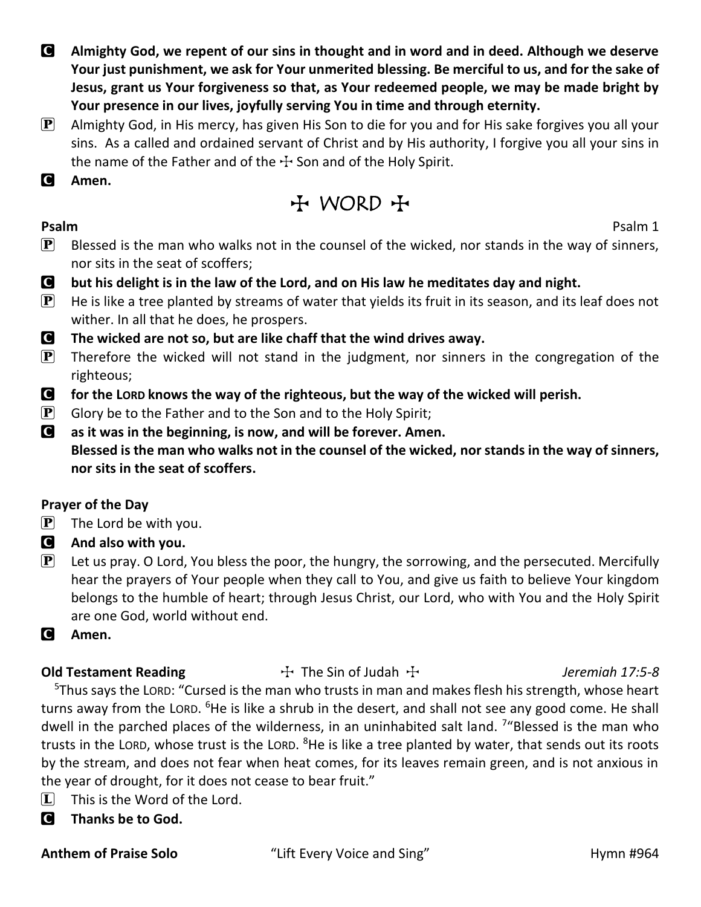**C** **Almighty God, we repent of our sins in thought and in word and in deed. Although we deserve Your just punishment, we ask for Your unmerited blessing. Be merciful to us, and for the sake of Jesus, grant us Your forgiveness so that, as Your redeemed people, we may be made bright by Your presence in our lives, joyfully serving You in time and through eternity.**

**P** Almighty God, in His mercy, has given His Son to die for you and for His sake forgives you all your sins. As a called and ordained servant of Christ and by His authority, I forgive you all your sins in the name of the Father and of the ☩ Son and of the Holy Spirit.

**C** **Amen.**

# ☩ WORD ☩

**Psalm** Psalm 1

**P** Blessed is the man who walks not in the counsel of the wicked, nor stands in the way of sinners, nor sits in the seat of scoffers;

**C** **but his delight is in the law of the Lord, and on His law he meditates day and night.**

**P** He is like a tree planted by streams of water that yields its fruit in its season, and its leaf does not wither. In all that he does, he prospers.

**C** **The wicked are not so, but are like chaff that the wind drives away.**

**P** Therefore the wicked will not stand in the judgment, nor sinners in the congregation of the righteous;

**C** **for the LORD knows the way of the righteous, but the way of the wicked will perish.**

**P** Glory be to the Father and to the Son and to the Holy Spirit;

**C** **as it was in the beginning, is now, and will be forever. Amen.**
**Blessed is the man who walks not in the counsel of the wicked, nor stands in the way of sinners, nor sits in the seat of scoffers.**

**Prayer of the Day**

**P** The Lord be with you.

**C** **And also with you.**

**P** Let us pray. O Lord, You bless the poor, the hungry, the sorrowing, and the persecuted. Mercifully hear the prayers of Your people when they call to You, and give us faith to believe Your kingdom belongs to the humble of heart; through Jesus Christ, our Lord, who with You and the Holy Spirit are one God, world without end.

**C** **Amen.**

**Old Testament Reading** ☩ The Sin of Judah ☩ *Jeremiah 17:5-8*

[5]Thus says the LORD: "Cursed is the man who trusts in man and makes flesh his strength, whose heart turns away from the LORD. [6]He is like a shrub in the desert, and shall not see any good come. He shall dwell in the parched places of the wilderness, in an uninhabited salt land. [7]"Blessed is the man who trusts in the LORD, whose trust is the LORD. [8]He is like a tree planted by water, that sends out its roots by the stream, and does not fear when heat comes, for its leaves remain green, and is not anxious in the year of drought, for it does not cease to bear fruit."

**L** This is the Word of the Lord.

**C** **Thanks be to God.**

**Anthem of Praise Solo** "Lift Every Voice and Sing" Hymn #964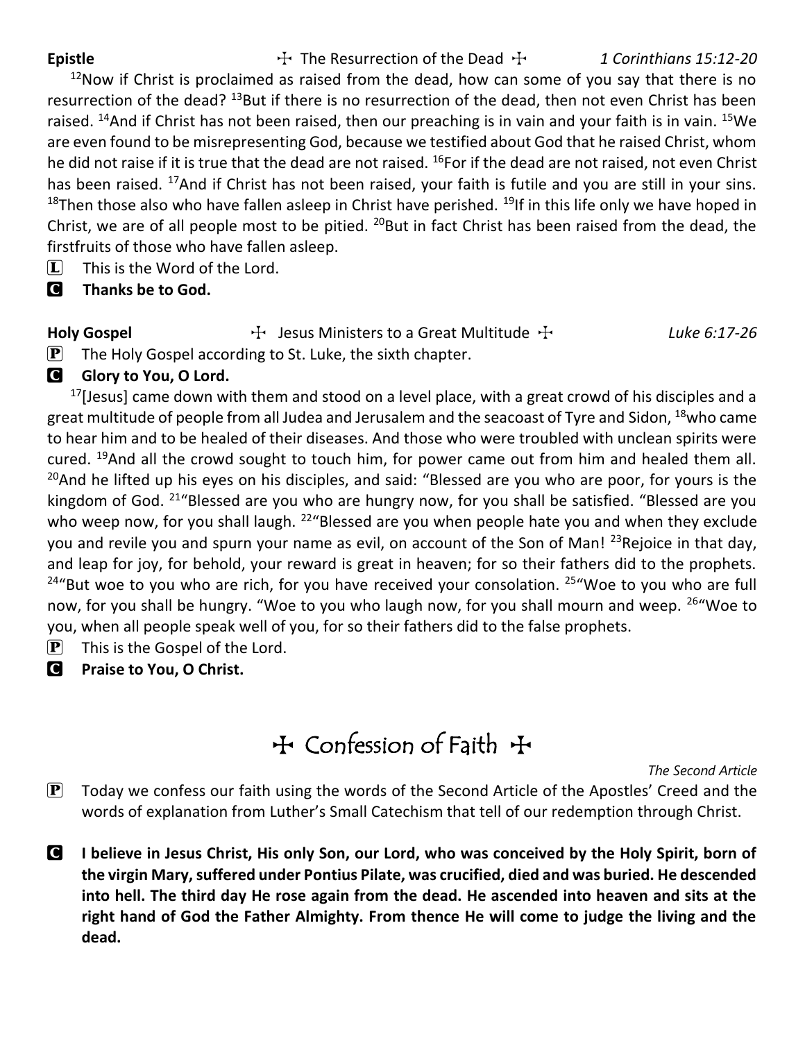**Epistle** ☩ The Resurrection of the Dead ☩ *1 Corinthians 15:12-20*

[12]Now if Christ is proclaimed as raised from the dead, how can some of you say that there is no resurrection of the dead? [13]But if there is no resurrection of the dead, then not even Christ has been raised. [14]And if Christ has not been raised, then our preaching is in vain and your faith is in vain. [15]We are even found to be misrepresenting God, because we testified about God that he raised Christ, whom he did not raise if it is true that the dead are not raised. [16]For if the dead are not raised, not even Christ has been raised. [17]And if Christ has not been raised, your faith is futile and you are still in your sins. [18]Then those also who have fallen asleep in Christ have perished. [19]If in this life only we have hoped in Christ, we are of all people most to be pitied. [20]But in fact Christ has been raised from the dead, the firstfruits of those who have fallen asleep.

L This is the Word of the Lord.

C **Thanks be to God.**

**Holy Gospel** ☩ Jesus Ministers to a Great Multitude ☩ *Luke 6:17-26*

P The Holy Gospel according to St. Luke, the sixth chapter.

C **Glory to You, O Lord.**

[17][Jesus] came down with them and stood on a level place, with a great crowd of his disciples and a great multitude of people from all Judea and Jerusalem and the seacoast of Tyre and Sidon, [18]who came to hear him and to be healed of their diseases. And those who were troubled with unclean spirits were cured. [19]And all the crowd sought to touch him, for power came out from him and healed them all. [20]And he lifted up his eyes on his disciples, and said: "Blessed are you who are poor, for yours is the kingdom of God. [21]"Blessed are you who are hungry now, for you shall be satisfied. "Blessed are you who weep now, for you shall laugh. [22]"Blessed are you when people hate you and when they exclude you and revile you and spurn your name as evil, on account of the Son of Man! [23]Rejoice in that day, and leap for joy, for behold, your reward is great in heaven; for so their fathers did to the prophets. [24]"But woe to you who are rich, for you have received your consolation. [25]"Woe to you who are full now, for you shall be hungry. "Woe to you who laugh now, for you shall mourn and weep. [26]"Woe to you, when all people speak well of you, for so their fathers did to the false prophets.

P This is the Gospel of the Lord.

C **Praise to You, O Christ.**

# ☩ Confession of Faith ☩

*The Second Article*

P Today we confess our faith using the words of the Second Article of the Apostles' Creed and the words of explanation from Luther's Small Catechism that tell of our redemption through Christ.

C **I believe in Jesus Christ, His only Son, our Lord, who was conceived by the Holy Spirit, born of the virgin Mary, suffered under Pontius Pilate, was crucified, died and was buried. He descended into hell. The third day He rose again from the dead. He ascended into heaven and sits at the right hand of God the Father Almighty. From thence He will come to judge the living and the dead.**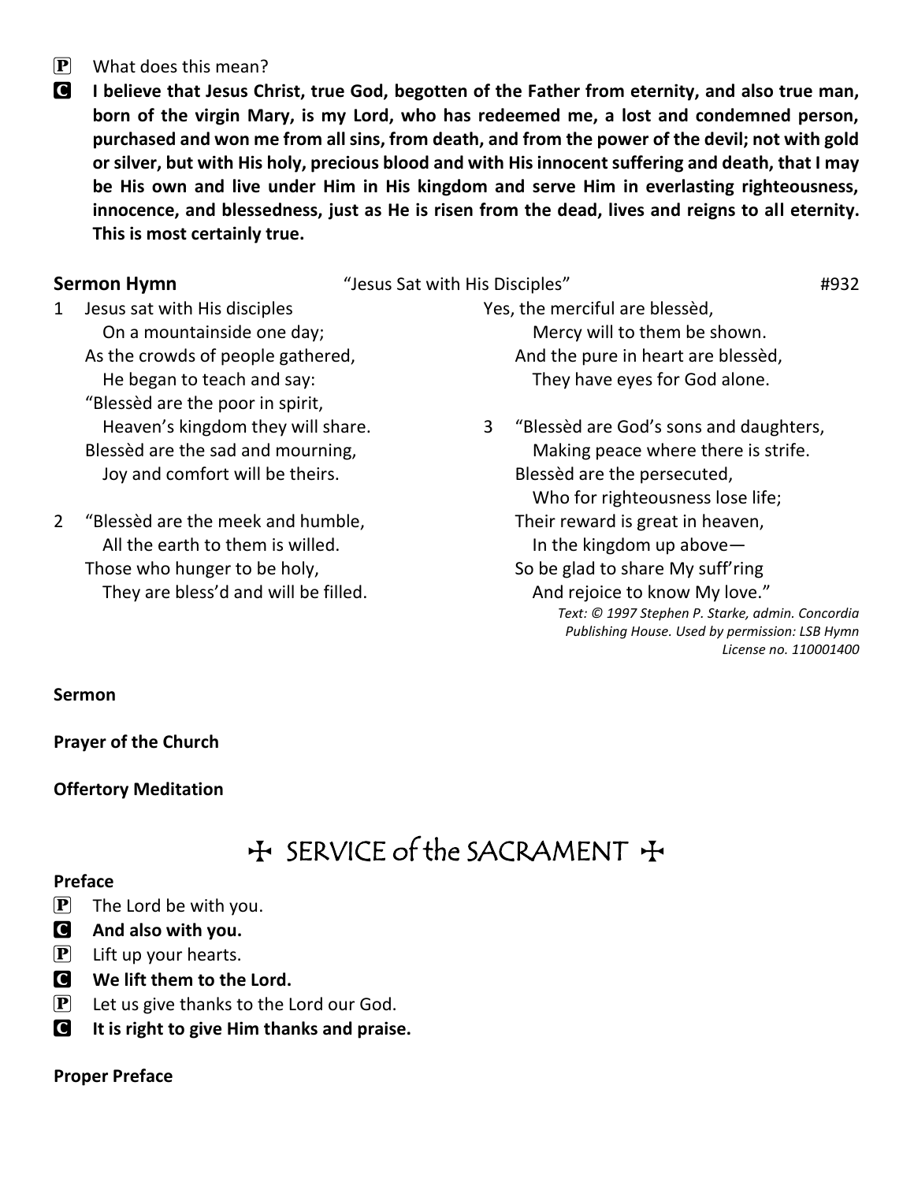**P** What does this mean?

**C** **I believe that Jesus Christ, true God, begotten of the Father from eternity, and also true man, born of the virgin Mary, is my Lord, who has redeemed me, a lost and condemned person, purchased and won me from all sins, from death, and from the power of the devil; not with gold or silver, but with His holy, precious blood and with His innocent suffering and death, that I may be His own and live under Him in His kingdom and serve Him in everlasting righteousness, innocence, and blessedness, just as He is risen from the dead, lives and reigns to all eternity. This is most certainly true.**

**Sermon Hymn** "Jesus Sat with His Disciples" #932

1 Jesus sat with His disciples
On a mountainside one day;
As the crowds of people gathered,
He began to teach and say:
"Blessèd are the poor in spirit,
Heaven's kingdom they will share.
Blessèd are the sad and mourning,
Joy and comfort will be theirs.

2 "Blessèd are the meek and humble,
All the earth to them is willed.
Those who hunger to be holy,
They are bless'd and will be filled.
Yes, the merciful are blessèd,
Mercy will to them be shown.
And the pure in heart are blessèd,
They have eyes for God alone.

3 "Blessèd are God's sons and daughters,
Making peace where there is strife.
Blessèd are the persecuted,
Who for righteousness lose life;
Their reward is great in heaven,
In the kingdom up above—
So be glad to share My suff'ring
And rejoice to know My love."

*Text: © 1997 Stephen P. Starke, admin. Concordia Publishing House. Used by permission: LSB Hymn License no. 110001400*

**Sermon**

**Prayer of the Church**

**Offertory Meditation**

# ✠ SERVICE of the SACRAMENT ✠

**Preface**

**P** The Lord be with you.

**C** **And also with you.**

**P** Lift up your hearts.

**C** **We lift them to the Lord.**

**P** Let us give thanks to the Lord our God.

**C** **It is right to give Him thanks and praise.**

**Proper Preface**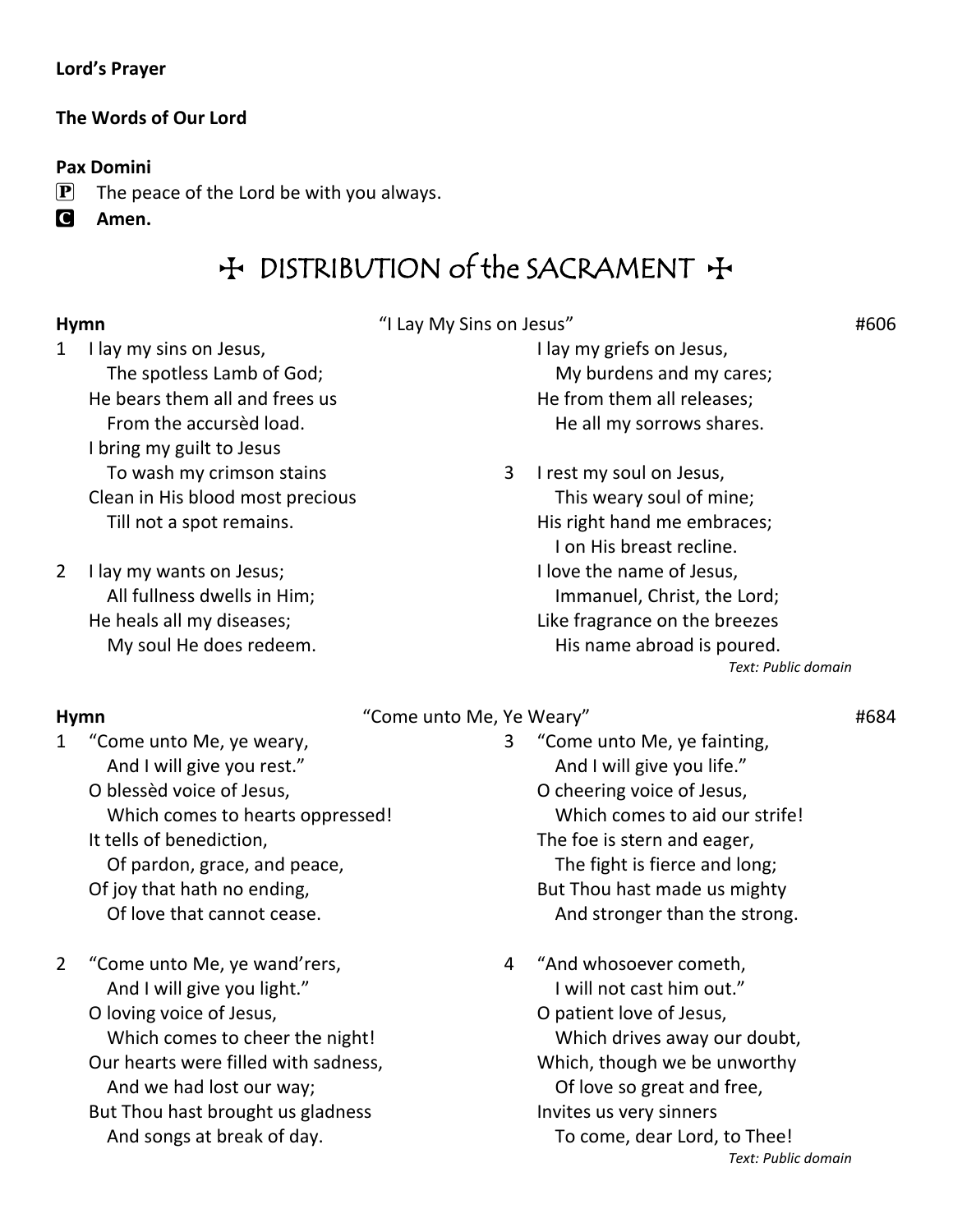**Lord's Prayer**

**The Words of Our Lord**

**Pax Domini**

P The peace of the Lord be with you always.

C **Amen.**

# ✠ DISTRIBUTION of the SACRAMENT ✠

**Hymn** "I Lay My Sins on Jesus" #606

1 I lay my sins on Jesus,
The spotless Lamb of God;
He bears them all and frees us
From the accursèd load.
I bring my guilt to Jesus
To wash my crimson stains
Clean in His blood most precious
Till not a spot remains.

2 I lay my wants on Jesus;
All fullness dwells in Him;
He heals all my diseases;
My soul He does redeem.
I lay my griefs on Jesus,
My burdens and my cares;
He from them all releases;
He all my sorrows shares.

3 I rest my soul on Jesus,
This weary soul of mine;
His right hand me embraces;
I on His breast recline.
I love the name of Jesus,
Immanuel, Christ, the Lord;
Like fragrance on the breezes
His name abroad is poured.

*Text: Public domain*

**Hymn** "Come unto Me, Ye Weary" #684

1 "Come unto Me, ye weary,
And I will give you rest."
O blessèd voice of Jesus,
Which comes to hearts oppressed!
It tells of benediction,
Of pardon, grace, and peace,
Of joy that hath no ending,
Of love that cannot cease.

2 "Come unto Me, ye wand'rers,
And I will give you light."
O loving voice of Jesus,
Which comes to cheer the night!
Our hearts were filled with sadness,
And we had lost our way;
But Thou hast brought us gladness
And songs at break of day.

3 "Come unto Me, ye fainting,
And I will give you life."
O cheering voice of Jesus,
Which comes to aid our strife!
The foe is stern and eager,
The fight is fierce and long;
But Thou hast made us mighty
And stronger than the strong.

4 "And whosoever cometh,
I will not cast him out."
O patient love of Jesus,
Which drives away our doubt,
Which, though we be unworthy
Of love so great and free,
Invites us very sinners
To come, dear Lord, to Thee!

*Text: Public domain*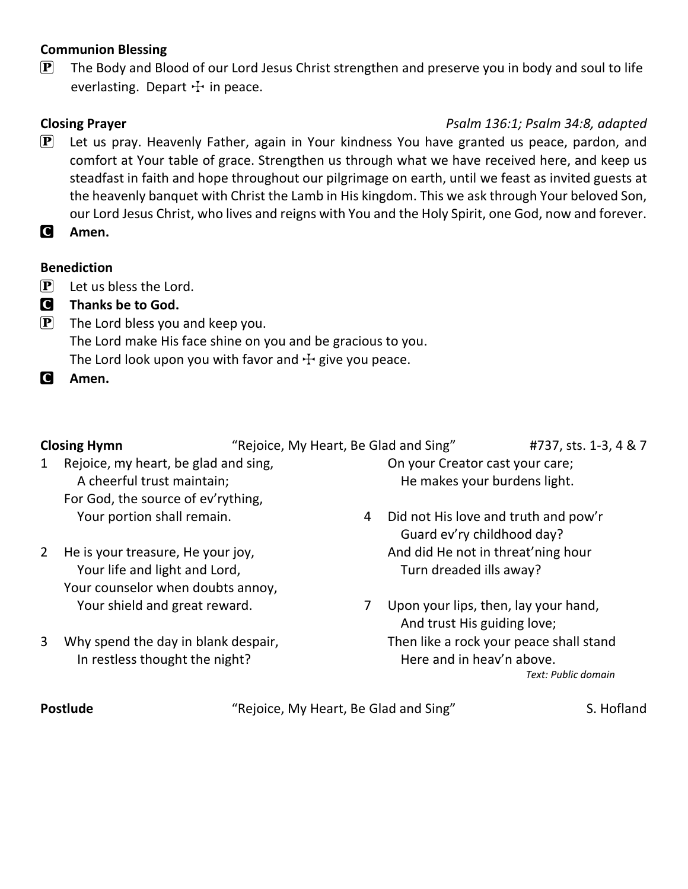**Communion Blessing**

P The Body and Blood of our Lord Jesus Christ strengthen and preserve you in body and soul to life everlasting. Depart ☩ in peace.

**Closing Prayer** *Psalm 136:1; Psalm 34:8, adapted*

P Let us pray. Heavenly Father, again in Your kindness You have granted us peace, pardon, and comfort at Your table of grace. Strengthen us through what we have received here, and keep us steadfast in faith and hope throughout our pilgrimage on earth, until we feast as invited guests at the heavenly banquet with Christ the Lamb in His kingdom. This we ask through Your beloved Son, our Lord Jesus Christ, who lives and reigns with You and the Holy Spirit, one God, now and forever.

C **Amen.**

**Benediction**

P Let us bless the Lord.

C **Thanks be to God.**

P The Lord bless you and keep you.
The Lord make His face shine on you and be gracious to you.
The Lord look upon you with favor and ☩ give you peace.

C **Amen.**

**Closing Hymn** "Rejoice, My Heart, Be Glad and Sing" #737, sts. 1-3, 4 & 7

1 Rejoice, my heart, be glad and sing,
  A cheerful trust maintain;
For God, the source of ev'rything,
  Your portion shall remain.

2 He is your treasure, He your joy,
  Your life and light and Lord,
Your counselor when doubts annoy,
  Your shield and great reward.

3 Why spend the day in blank despair,
  In restless thought the night?
On your Creator cast your care;
  He makes your burdens light.

4 Did not His love and truth and pow'r
  Guard ev'ry childhood day?
And did He not in threat'ning hour
  Turn dreaded ills away?

7 Upon your lips, then, lay your hand,
  And trust His guiding love;
Then like a rock your peace shall stand
  Here and in heav'n above.

*Text: Public domain*

**Postlude** "Rejoice, My Heart, Be Glad and Sing" S. Hofland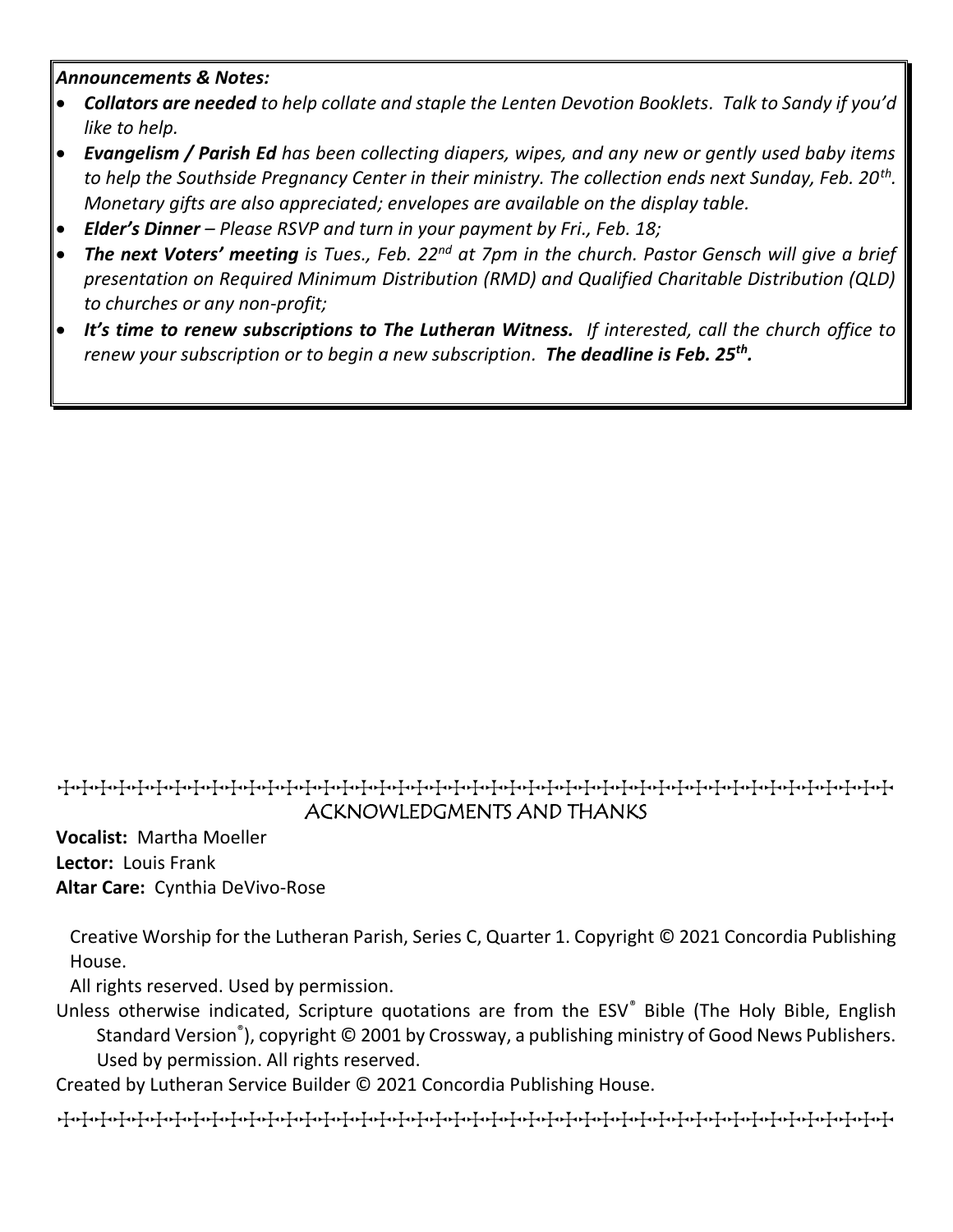***Announcements & Notes:***

- ***Collators are needed*** *to help collate and staple the Lenten Devotion Booklets. Talk to Sandy if you'd like to help.*
- ***Evangelism / Parish Ed*** *has been collecting diapers, wipes, and any new or gently used baby items to help the Southside Pregnancy Center in their ministry. The collection ends next Sunday, Feb. 20th. Monetary gifts are also appreciated; envelopes are available on the display table.*
- ***Elder's Dinner*** *– Please RSVP and turn in your payment by Fri., Feb. 18;*
- ***The next Voters' meeting*** *is Tues., Feb. 22nd at 7pm in the church. Pastor Gensch will give a brief presentation on Required Minimum Distribution (RMD) and Qualified Charitable Distribution (QLD) to churches or any non-profit;*
- ***It's time to renew subscriptions to The Lutheran Witness.*** *If interested, call the church office to renew your subscription or to begin a new subscription.* ***The deadline is Feb. 25th.***

## ACKNOWLEDGMENTS AND THANKS

**Vocalist:** Martha Moeller
**Lector:** Louis Frank
**Altar Care:** Cynthia DeVivo-Rose

Creative Worship for the Lutheran Parish, Series C, Quarter 1. Copyright © 2021 Concordia Publishing House.
All rights reserved. Used by permission.

Unless otherwise indicated, Scripture quotations are from the ESV® Bible (The Holy Bible, English Standard Version®), copyright © 2001 by Crossway, a publishing ministry of Good News Publishers. Used by permission. All rights reserved.

Created by Lutheran Service Builder © 2021 Concordia Publishing House.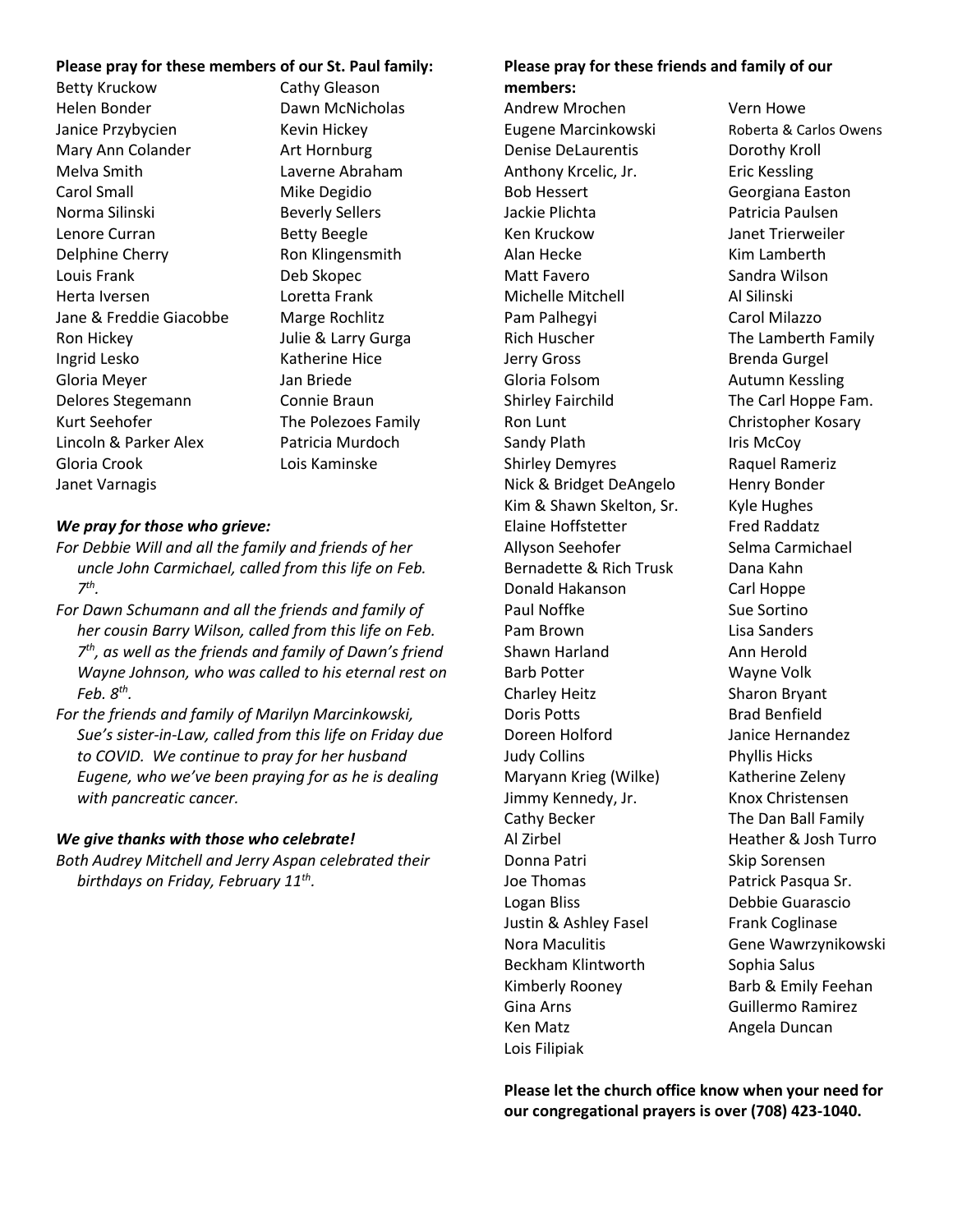**Please pray for these members of our St. Paul family:**

Betty Kruckow
Helen Bonder
Janice Przybycien
Mary Ann Colander
Melva Smith
Carol Small
Norma Silinski
Lenore Curran
Delphine Cherry
Louis Frank
Herta Iversen
Jane & Freddie Giacobbe
Ron Hickey
Ingrid Lesko
Gloria Meyer
Delores Stegemann
Kurt Seehofer
Lincoln & Parker Alex
Gloria Crook
Janet Varnagis
Cathy Gleason
Dawn McNicholas
Kevin Hickey
Art Hornburg
Laverne Abraham
Mike Degidio
Beverly Sellers
Betty Beegle
Ron Klingensmith
Deb Skopec
Loretta Frank
Marge Rochlitz
Julie & Larry Gurga
Katherine Hice
Jan Briede
Connie Braun
The Polezoes Family
Patricia Murdoch
Lois Kaminske

***We pray for those who grieve:***

*For Debbie Will and all the family and friends of her uncle John Carmichael, called from this life on Feb. 7th.*

*For Dawn Schumann and all the friends and family of her cousin Barry Wilson, called from this life on Feb. 7th, as well as the friends and family of Dawn's friend Wayne Johnson, who was called to his eternal rest on Feb. 8th.*

*For the friends and family of Marilyn Marcinkowski, Sue's sister-in-Law, called from this life on Friday due to COVID. We continue to pray for her husband Eugene, who we've been praying for as he is dealing with pancreatic cancer.*

***We give thanks with those who celebrate!***

*Both Audrey Mitchell and Jerry Aspan celebrated their birthdays on Friday, February 11th.*

**Please pray for these friends and family of our members:**

Andrew Mrochen
Eugene Marcinkowski
Denise DeLaurentis
Anthony Krcelic, Jr.
Bob Hessert
Jackie Plichta
Ken Kruckow
Alan Hecke
Matt Favero
Michelle Mitchell
Pam Palhegyi
Rich Huscher
Jerry Gross
Gloria Folsom
Shirley Fairchild
Ron Lunt
Sandy Plath
Shirley Demyres
Nick & Bridget DeAngelo
Kim & Shawn Skelton, Sr.
Elaine Hoffstetter
Allyson Seehofer
Bernadette & Rich Trusk
Donald Hakanson
Paul Noffke
Pam Brown
Shawn Harland
Barb Potter
Charley Heitz
Doris Potts
Doreen Holford
Judy Collins
Maryann Krieg (Wilke)
Jimmy Kennedy, Jr.
Cathy Becker
Al Zirbel
Donna Patri
Joe Thomas
Logan Bliss
Justin & Ashley Fasel
Nora Maculitis
Beckham Klintworth
Kimberly Rooney
Gina Arns
Ken Matz
Lois Filipiak
Vern Howe
Roberta & Carlos Owens
Dorothy Kroll
Eric Kessling
Georgiana Easton
Patricia Paulsen
Janet Trierweiler
Kim Lamberth
Sandra Wilson
Al Silinski
Carol Milazzo
The Lamberth Family
Brenda Gurgel
Autumn Kessling
The Carl Hoppe Fam.
Christopher Kosary
Iris McCoy
Raquel Rameriz
Henry Bonder
Kyle Hughes
Fred Raddatz
Selma Carmichael
Dana Kahn
Carl Hoppe
Sue Sortino
Lisa Sanders
Ann Herold
Wayne Volk
Sharon Bryant
Brad Benfield
Janice Hernandez
Phyllis Hicks
Katherine Zeleny
Knox Christensen
The Dan Ball Family
Heather & Josh Turro
Skip Sorensen
Patrick Pasqua Sr.
Debbie Guarascio
Frank Coglinase
Gene Wawrzynikowski
Sophia Salus
Barb & Emily Feehan
Guillermo Ramirez
Angela Duncan

**Please let the church office know when your need for our congregational prayers is over (708) 423-1040.**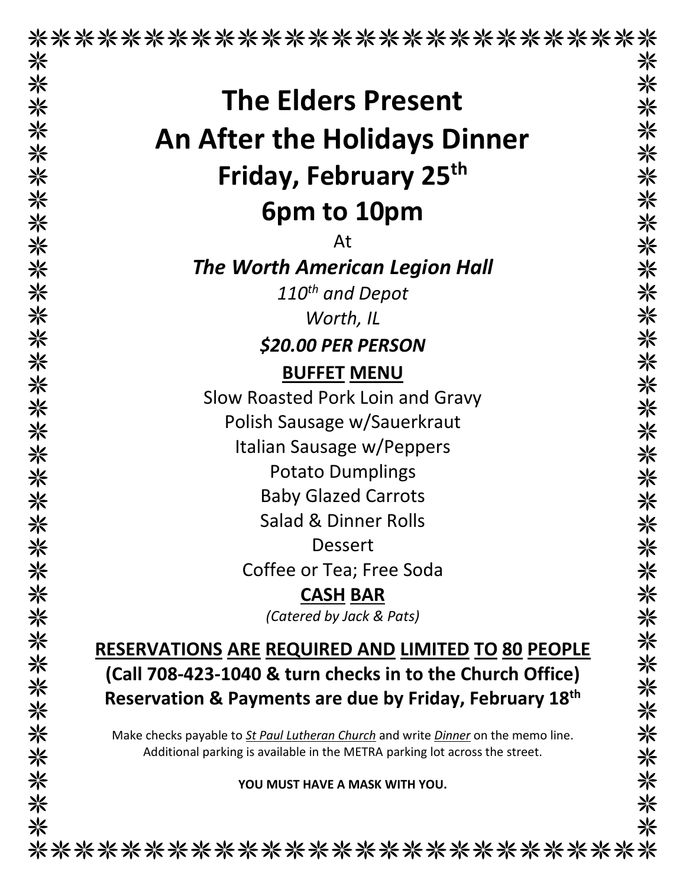# The Elders Present

# An After the Holidays Dinner

## Friday, February 25th

## 6pm to 10pm

At

***The Worth American Legion Hall***

*110th and Depot*

*Worth, IL*

***$20.00 PER PERSON***

**BUFFET MENU**

Slow Roasted Pork Loin and Gravy

Polish Sausage w/Sauerkraut

Italian Sausage w/Peppers

Potato Dumplings

Baby Glazed Carrots

Salad & Dinner Rolls

Dessert

Coffee or Tea; Free Soda

**CASH BAR**

*(Catered by Jack & Pats)*

**RESERVATIONS ARE REQUIRED AND LIMITED TO 80 PEOPLE**

**(Call 708-423-1040 & turn checks in to the Church Office)**

**Reservation & Payments are due by Friday, February 18th**

Make checks payable to *St Paul Lutheran Church* and write *Dinner* on the memo line.
Additional parking is available in the METRA parking lot across the street.

**YOU MUST HAVE A MASK WITH YOU.**